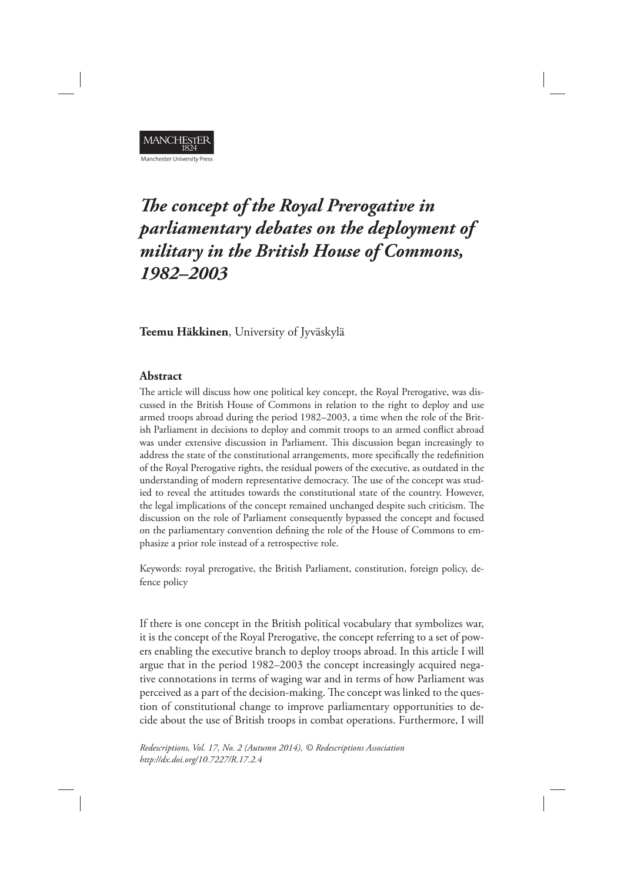MANCHESTER 1824

Manchester University Press

# *The concept of the Royal Prerogative in parliamentary debates on the deployment of military in the British House of Commons, 1982–2003*

**Teemu Häkkinen**, University of Jyväskylä

## Abstract

The article will discuss how one political key concept, the Royal Prerogative, was discussed in the British House of Commons in relation to the right to deploy and use armed troops abroad during the period 1982–2003, a time when the role of the British Parliament in decisions to deploy and commit troops to an armed conflict abroad was under extensive discussion in Parliament. This discussion began increasingly to address the state of the constitutional arrangements, more specifically the redefinition of the Royal Prerogative rights, the residual powers of the executive, as outdated in the understanding of modern representative democracy. The use of the concept was studied to reveal the attitudes towards the constitutional state of the country. However, the legal implications of the concept remained unchanged despite such criticism. The discussion on the role of Parliament consequently bypassed the concept and focused on the parliamentary convention defining the role of the House of Commons to emphasize a prior role instead of a retrospective role.

Keywords: royal prerogative, the British Parliament, constitution, foreign policy, defence policy

If there is one concept in the British political vocabulary that symbolizes war, it is the concept of the Royal Prerogative, the concept referring to a set of powers enabling the executive branch to deploy troops abroad. In this article I will argue that in the period 1982–2003 the concept increasingly acquired negative connotations in terms of waging war and in terms of how Parliament was perceived as a part of the decision-making. The concept was linked to the question of constitutional change to improve parliamentary opportunities to decide about the use of British troops in combat operations. Furthermore, I will

*Redescriptions, Vol. 17, No. 2 (Autumn 2014), © Redescriptions Association*
*http://dx.doi.org/10.7227/R.17.2.4*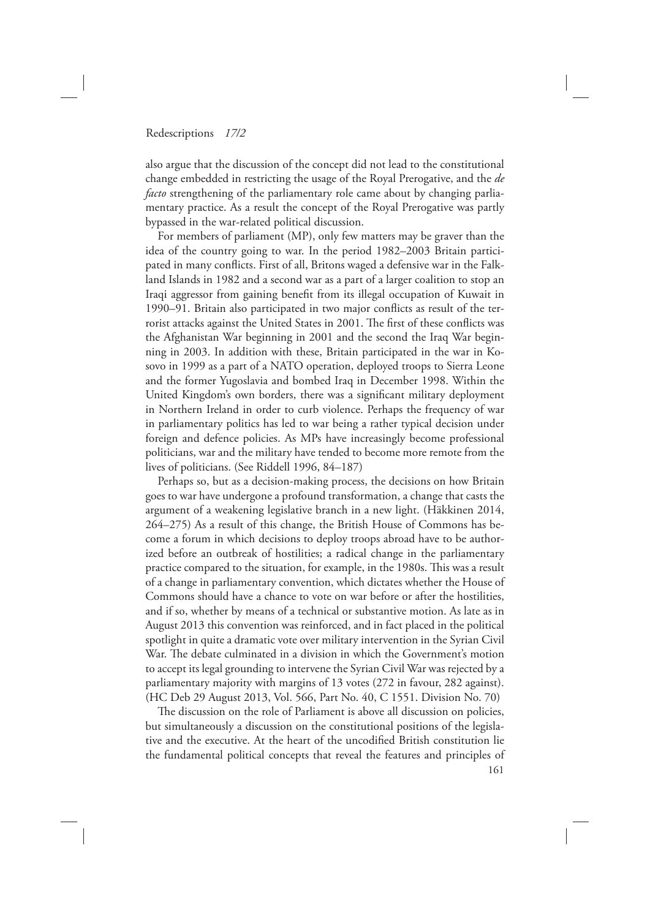also argue that the discussion of the concept did not lead to the constitutional change embedded in restricting the usage of the Royal Prerogative, and the *de facto* strengthening of the parliamentary role came about by changing parliamentary practice. As a result the concept of the Royal Prerogative was partly bypassed in the war-related political discussion.

For members of parliament (MP), only few matters may be graver than the idea of the country going to war. In the period 1982–2003 Britain participated in many conflicts. First of all, Britons waged a defensive war in the Falkland Islands in 1982 and a second war as a part of a larger coalition to stop an Iraqi aggressor from gaining benefit from its illegal occupation of Kuwait in 1990–91. Britain also participated in two major conflicts as result of the terrorist attacks against the United States in 2001. The first of these conflicts was the Afghanistan War beginning in 2001 and the second the Iraq War beginning in 2003. In addition with these, Britain participated in the war in Kosovo in 1999 as a part of a NATO operation, deployed troops to Sierra Leone and the former Yugoslavia and bombed Iraq in December 1998. Within the United Kingdom's own borders, there was a significant military deployment in Northern Ireland in order to curb violence. Perhaps the frequency of war in parliamentary politics has led to war being a rather typical decision under foreign and defence policies. As MPs have increasingly become professional politicians, war and the military have tended to become more remote from the lives of politicians. (See Riddell 1996, 84–187)

Perhaps so, but as a decision-making process, the decisions on how Britain goes to war have undergone a profound transformation, a change that casts the argument of a weakening legislative branch in a new light. (Häkkinen 2014, 264–275) As a result of this change, the British House of Commons has become a forum in which decisions to deploy troops abroad have to be authorized before an outbreak of hostilities; a radical change in the parliamentary practice compared to the situation, for example, in the 1980s. This was a result of a change in parliamentary convention, which dictates whether the House of Commons should have a chance to vote on war before or after the hostilities, and if so, whether by means of a technical or substantive motion. As late as in August 2013 this convention was reinforced, and in fact placed in the political spotlight in quite a dramatic vote over military intervention in the Syrian Civil War. The debate culminated in a division in which the Government's motion to accept its legal grounding to intervene the Syrian Civil War was rejected by a parliamentary majority with margins of 13 votes (272 in favour, 282 against). (HC Deb 29 August 2013, Vol. 566, Part No. 40, C 1551. Division No. 70)

The discussion on the role of Parliament is above all discussion on policies, but simultaneously a discussion on the constitutional positions of the legislative and the executive. At the heart of the uncodified British constitution lie the fundamental political concepts that reveal the features and principles of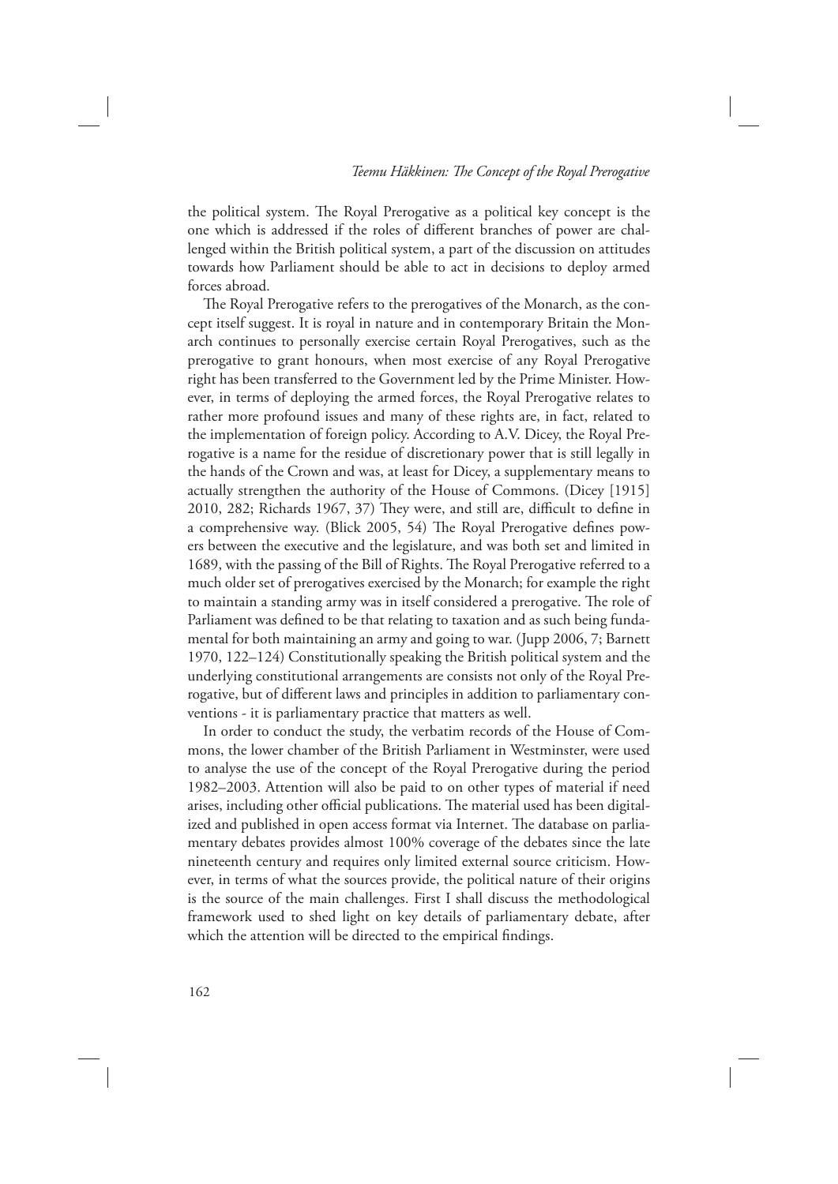the political system. The Royal Prerogative as a political key concept is the one which is addressed if the roles of different branches of power are challenged within the British political system, a part of the discussion on attitudes towards how Parliament should be able to act in decisions to deploy armed forces abroad.

The Royal Prerogative refers to the prerogatives of the Monarch, as the concept itself suggest. It is royal in nature and in contemporary Britain the Monarch continues to personally exercise certain Royal Prerogatives, such as the prerogative to grant honours, when most exercise of any Royal Prerogative right has been transferred to the Government led by the Prime Minister. However, in terms of deploying the armed forces, the Royal Prerogative relates to rather more profound issues and many of these rights are, in fact, related to the implementation of foreign policy. According to A.V. Dicey, the Royal Prerogative is a name for the residue of discretionary power that is still legally in the hands of the Crown and was, at least for Dicey, a supplementary means to actually strengthen the authority of the House of Commons. (Dicey [1915] 2010, 282; Richards 1967, 37) They were, and still are, difficult to define in a comprehensive way. (Blick 2005, 54) The Royal Prerogative defines powers between the executive and the legislature, and was both set and limited in 1689, with the passing of the Bill of Rights. The Royal Prerogative referred to a much older set of prerogatives exercised by the Monarch; for example the right to maintain a standing army was in itself considered a prerogative. The role of Parliament was defined to be that relating to taxation and as such being fundamental for both maintaining an army and going to war. (Jupp 2006, 7; Barnett 1970, 122–124) Constitutionally speaking the British political system and the underlying constitutional arrangements are consists not only of the Royal Prerogative, but of different laws and principles in addition to parliamentary conventions - it is parliamentary practice that matters as well.

In order to conduct the study, the verbatim records of the House of Commons, the lower chamber of the British Parliament in Westminster, were used to analyse the use of the concept of the Royal Prerogative during the period 1982–2003. Attention will also be paid to on other types of material if need arises, including other official publications. The material used has been digitalized and published in open access format via Internet. The database on parliamentary debates provides almost 100% coverage of the debates since the late nineteenth century and requires only limited external source criticism. However, in terms of what the sources provide, the political nature of their origins is the source of the main challenges. First I shall discuss the methodological framework used to shed light on key details of parliamentary debate, after which the attention will be directed to the empirical findings.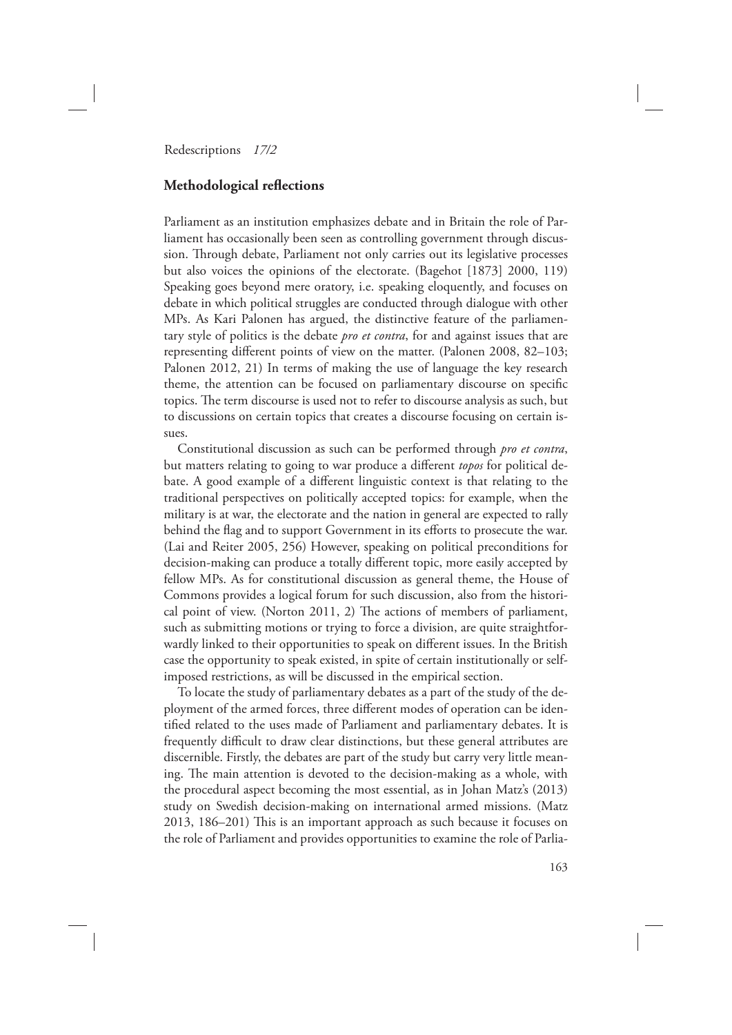## Methodological reflections

Parliament as an institution emphasizes debate and in Britain the role of Parliament has occasionally been seen as controlling government through discussion. Through debate, Parliament not only carries out its legislative processes but also voices the opinions of the electorate. (Bagehot [1873] 2000, 119) Speaking goes beyond mere oratory, i.e. speaking eloquently, and focuses on debate in which political struggles are conducted through dialogue with other MPs. As Kari Palonen has argued, the distinctive feature of the parliamentary style of politics is the debate *pro et contra*, for and against issues that are representing different points of view on the matter. (Palonen 2008, 82–103; Palonen 2012, 21) In terms of making the use of language the key research theme, the attention can be focused on parliamentary discourse on specific topics. The term discourse is used not to refer to discourse analysis as such, but to discussions on certain topics that creates a discourse focusing on certain issues.

Constitutional discussion as such can be performed through *pro et contra*, but matters relating to going to war produce a different *topos* for political debate. A good example of a different linguistic context is that relating to the traditional perspectives on politically accepted topics: for example, when the military is at war, the electorate and the nation in general are expected to rally behind the flag and to support Government in its efforts to prosecute the war. (Lai and Reiter 2005, 256) However, speaking on political preconditions for decision-making can produce a totally different topic, more easily accepted by fellow MPs. As for constitutional discussion as general theme, the House of Commons provides a logical forum for such discussion, also from the historical point of view. (Norton 2011, 2) The actions of members of parliament, such as submitting motions or trying to force a division, are quite straightforwardly linked to their opportunities to speak on different issues. In the British case the opportunity to speak existed, in spite of certain institutionally or self-imposed restrictions, as will be discussed in the empirical section.

To locate the study of parliamentary debates as a part of the study of the deployment of the armed forces, three different modes of operation can be identified related to the uses made of Parliament and parliamentary debates. It is frequently difficult to draw clear distinctions, but these general attributes are discernible. Firstly, the debates are part of the study but carry very little meaning. The main attention is devoted to the decision-making as a whole, with the procedural aspect becoming the most essential, as in Johan Matz's (2013) study on Swedish decision-making on international armed missions. (Matz 2013, 186–201) This is an important approach as such because it focuses on the role of Parliament and provides opportunities to examine the role of Parlia-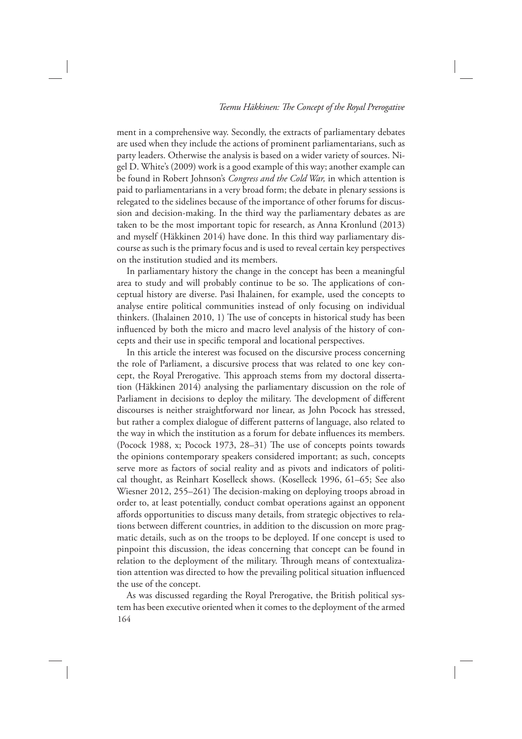ment in a comprehensive way. Secondly, the extracts of parliamentary debates are used when they include the actions of prominent parliamentarians, such as party leaders. Otherwise the analysis is based on a wider variety of sources. Nigel D. White's (2009) work is a good example of this way; another example can be found in Robert Johnson's *Congress and the Cold War,* in which attention is paid to parliamentarians in a very broad form; the debate in plenary sessions is relegated to the sidelines because of the importance of other forums for discussion and decision-making. In the third way the parliamentary debates as are taken to be the most important topic for research, as Anna Kronlund (2013) and myself (Häkkinen 2014) have done. In this third way parliamentary discourse as such is the primary focus and is used to reveal certain key perspectives on the institution studied and its members.

In parliamentary history the change in the concept has been a meaningful area to study and will probably continue to be so. The applications of conceptual history are diverse. Pasi Ihalainen, for example, used the concepts to analyse entire political communities instead of only focusing on individual thinkers. (Ihalainen 2010, 1) The use of concepts in historical study has been influenced by both the micro and macro level analysis of the history of concepts and their use in specific temporal and locational perspectives.

In this article the interest was focused on the discursive process concerning the role of Parliament, a discursive process that was related to one key concept, the Royal Prerogative. This approach stems from my doctoral dissertation (Häkkinen 2014) analysing the parliamentary discussion on the role of Parliament in decisions to deploy the military. The development of different discourses is neither straightforward nor linear, as John Pocock has stressed, but rather a complex dialogue of different patterns of language, also related to the way in which the institution as a forum for debate influences its members. (Pocock 1988, x; Pocock 1973, 28–31) The use of concepts points towards the opinions contemporary speakers considered important; as such, concepts serve more as factors of social reality and as pivots and indicators of political thought, as Reinhart Koselleck shows. (Koselleck 1996, 61–65; See also Wiesner 2012, 255–261) The decision-making on deploying troops abroad in order to, at least potentially, conduct combat operations against an opponent affords opportunities to discuss many details, from strategic objectives to relations between different countries, in addition to the discussion on more pragmatic details, such as on the troops to be deployed. If one concept is used to pinpoint this discussion, the ideas concerning that concept can be found in relation to the deployment of the military. Through means of contextualization attention was directed to how the prevailing political situation influenced the use of the concept.

As was discussed regarding the Royal Prerogative, the British political system has been executive oriented when it comes to the deployment of the armed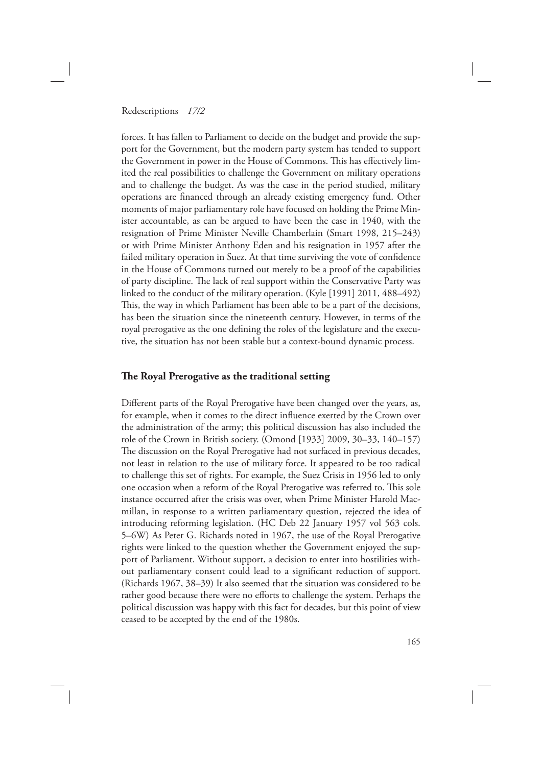forces. It has fallen to Parliament to decide on the budget and provide the support for the Government, but the modern party system has tended to support the Government in power in the House of Commons. This has effectively limited the real possibilities to challenge the Government on military operations and to challenge the budget. As was the case in the period studied, military operations are financed through an already existing emergency fund. Other moments of major parliamentary role have focused on holding the Prime Minister accountable, as can be argued to have been the case in 1940, with the resignation of Prime Minister Neville Chamberlain (Smart 1998, 215–243) or with Prime Minister Anthony Eden and his resignation in 1957 after the failed military operation in Suez. At that time surviving the vote of confidence in the House of Commons turned out merely to be a proof of the capabilities of party discipline. The lack of real support within the Conservative Party was linked to the conduct of the military operation. (Kyle [1991] 2011, 488–492) This, the way in which Parliament has been able to be a part of the decisions, has been the situation since the nineteenth century. However, in terms of the royal prerogative as the one defining the roles of the legislature and the executive, the situation has not been stable but a context-bound dynamic process.

## The Royal Prerogative as the traditional setting

Different parts of the Royal Prerogative have been changed over the years, as, for example, when it comes to the direct influence exerted by the Crown over the administration of the army; this political discussion has also included the role of the Crown in British society. (Omond [1933] 2009, 30–33, 140–157) The discussion on the Royal Prerogative had not surfaced in previous decades, not least in relation to the use of military force. It appeared to be too radical to challenge this set of rights. For example, the Suez Crisis in 1956 led to only one occasion when a reform of the Royal Prerogative was referred to. This sole instance occurred after the crisis was over, when Prime Minister Harold Macmillan, in response to a written parliamentary question, rejected the idea of introducing reforming legislation. (HC Deb 22 January 1957 vol 563 cols. 5–6W) As Peter G. Richards noted in 1967, the use of the Royal Prerogative rights were linked to the question whether the Government enjoyed the support of Parliament. Without support, a decision to enter into hostilities without parliamentary consent could lead to a significant reduction of support. (Richards 1967, 38–39) It also seemed that the situation was considered to be rather good because there were no efforts to challenge the system. Perhaps the political discussion was happy with this fact for decades, but this point of view ceased to be accepted by the end of the 1980s.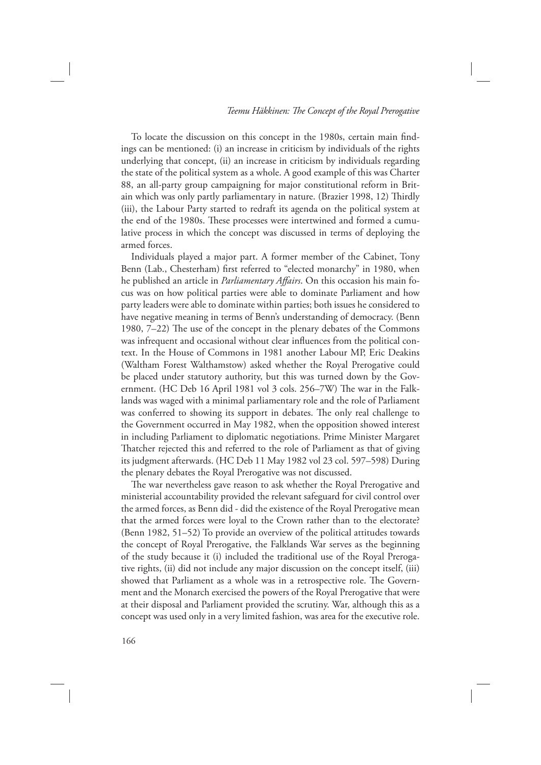To locate the discussion on this concept in the 1980s, certain main findings can be mentioned: (i) an increase in criticism by individuals of the rights underlying that concept, (ii) an increase in criticism by individuals regarding the state of the political system as a whole. A good example of this was Charter 88, an all-party group campaigning for major constitutional reform in Britain which was only partly parliamentary in nature. (Brazier 1998, 12) Thirdly (iii), the Labour Party started to redraft its agenda on the political system at the end of the 1980s. These processes were intertwined and formed a cumulative process in which the concept was discussed in terms of deploying the armed forces.

Individuals played a major part. A former member of the Cabinet, Tony Benn (Lab., Chesterham) first referred to "elected monarchy" in 1980, when he published an article in *Parliamentary Affairs*. On this occasion his main focus was on how political parties were able to dominate Parliament and how party leaders were able to dominate within parties; both issues he considered to have negative meaning in terms of Benn's understanding of democracy. (Benn 1980, 7–22) The use of the concept in the plenary debates of the Commons was infrequent and occasional without clear influences from the political context. In the House of Commons in 1981 another Labour MP, Eric Deakins (Waltham Forest Walthamstow) asked whether the Royal Prerogative could be placed under statutory authority, but this was turned down by the Government. (HC Deb 16 April 1981 vol 3 cols. 256–7W) The war in the Falklands was waged with a minimal parliamentary role and the role of Parliament was conferred to showing its support in debates. The only real challenge to the Government occurred in May 1982, when the opposition showed interest in including Parliament to diplomatic negotiations. Prime Minister Margaret Thatcher rejected this and referred to the role of Parliament as that of giving its judgment afterwards. (HC Deb 11 May 1982 vol 23 col. 597–598) During the plenary debates the Royal Prerogative was not discussed.

The war nevertheless gave reason to ask whether the Royal Prerogative and ministerial accountability provided the relevant safeguard for civil control over the armed forces, as Benn did - did the existence of the Royal Prerogative mean that the armed forces were loyal to the Crown rather than to the electorate? (Benn 1982, 51–52) To provide an overview of the political attitudes towards the concept of Royal Prerogative, the Falklands War serves as the beginning of the study because it (i) included the traditional use of the Royal Prerogative rights, (ii) did not include any major discussion on the concept itself, (iii) showed that Parliament as a whole was in a retrospective role. The Government and the Monarch exercised the powers of the Royal Prerogative that were at their disposal and Parliament provided the scrutiny. War, although this as a concept was used only in a very limited fashion, was area for the executive role.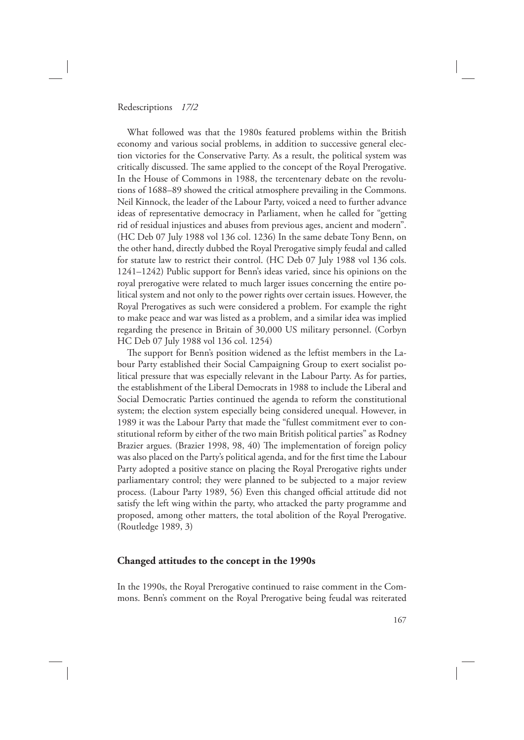What followed was that the 1980s featured problems within the British economy and various social problems, in addition to successive general election victories for the Conservative Party. As a result, the political system was critically discussed. The same applied to the concept of the Royal Prerogative. In the House of Commons in 1988, the tercentenary debate on the revolutions of 1688–89 showed the critical atmosphere prevailing in the Commons. Neil Kinnock, the leader of the Labour Party, voiced a need to further advance ideas of representative democracy in Parliament, when he called for "getting rid of residual injustices and abuses from previous ages, ancient and modern". (HC Deb 07 July 1988 vol 136 col. 1236) In the same debate Tony Benn, on the other hand, directly dubbed the Royal Prerogative simply feudal and called for statute law to restrict their control. (HC Deb 07 July 1988 vol 136 cols. 1241–1242) Public support for Benn's ideas varied, since his opinions on the royal prerogative were related to much larger issues concerning the entire political system and not only to the power rights over certain issues. However, the Royal Prerogatives as such were considered a problem. For example the right to make peace and war was listed as a problem, and a similar idea was implied regarding the presence in Britain of 30,000 US military personnel. (Corbyn HC Deb 07 July 1988 vol 136 col. 1254)

The support for Benn's position widened as the leftist members in the Labour Party established their Social Campaigning Group to exert socialist political pressure that was especially relevant in the Labour Party. As for parties, the establishment of the Liberal Democrats in 1988 to include the Liberal and Social Democratic Parties continued the agenda to reform the constitutional system; the election system especially being considered unequal. However, in 1989 it was the Labour Party that made the "fullest commitment ever to constitutional reform by either of the two main British political parties" as Rodney Brazier argues. (Brazier 1998, 98, 40) The implementation of foreign policy was also placed on the Party's political agenda, and for the first time the Labour Party adopted a positive stance on placing the Royal Prerogative rights under parliamentary control; they were planned to be subjected to a major review process. (Labour Party 1989, 56) Even this changed official attitude did not satisfy the left wing within the party, who attacked the party programme and proposed, among other matters, the total abolition of the Royal Prerogative. (Routledge 1989, 3)

## Changed attitudes to the concept in the 1990s

In the 1990s, the Royal Prerogative continued to raise comment in the Commons. Benn's comment on the Royal Prerogative being feudal was reiterated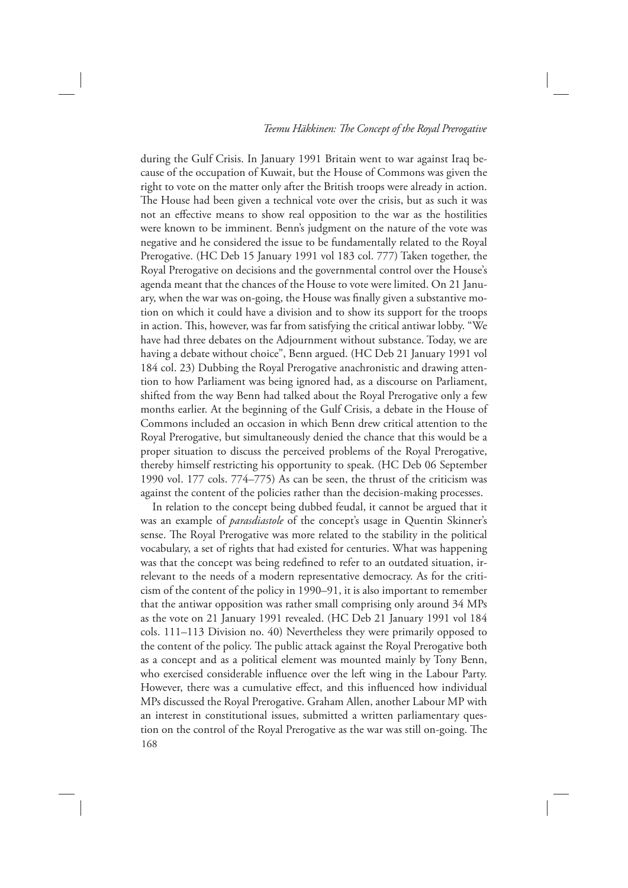during the Gulf Crisis. In January 1991 Britain went to war against Iraq because of the occupation of Kuwait, but the House of Commons was given the right to vote on the matter only after the British troops were already in action. The House had been given a technical vote over the crisis, but as such it was not an effective means to show real opposition to the war as the hostilities were known to be imminent. Benn's judgment on the nature of the vote was negative and he considered the issue to be fundamentally related to the Royal Prerogative. (HC Deb 15 January 1991 vol 183 col. 777) Taken together, the Royal Prerogative on decisions and the governmental control over the House's agenda meant that the chances of the House to vote were limited. On 21 January, when the war was on-going, the House was finally given a substantive motion on which it could have a division and to show its support for the troops in action. This, however, was far from satisfying the critical antiwar lobby. "We have had three debates on the Adjournment without substance. Today, we are having a debate without choice", Benn argued. (HC Deb 21 January 1991 vol 184 col. 23) Dubbing the Royal Prerogative anachronistic and drawing attention to how Parliament was being ignored had, as a discourse on Parliament, shifted from the way Benn had talked about the Royal Prerogative only a few months earlier. At the beginning of the Gulf Crisis, a debate in the House of Commons included an occasion in which Benn drew critical attention to the Royal Prerogative, but simultaneously denied the chance that this would be a proper situation to discuss the perceived problems of the Royal Prerogative, thereby himself restricting his opportunity to speak. (HC Deb 06 September 1990 vol. 177 cols. 774–775) As can be seen, the thrust of the criticism was against the content of the policies rather than the decision-making processes.

In relation to the concept being dubbed feudal, it cannot be argued that it was an example of *parasdiastole* of the concept's usage in Quentin Skinner's sense. The Royal Prerogative was more related to the stability in the political vocabulary, a set of rights that had existed for centuries. What was happening was that the concept was being redefined to refer to an outdated situation, irrelevant to the needs of a modern representative democracy. As for the criticism of the content of the policy in 1990–91, it is also important to remember that the antiwar opposition was rather small comprising only around 34 MPs as the vote on 21 January 1991 revealed. (HC Deb 21 January 1991 vol 184 cols. 111–113 Division no. 40) Nevertheless they were primarily opposed to the content of the policy. The public attack against the Royal Prerogative both as a concept and as a political element was mounted mainly by Tony Benn, who exercised considerable influence over the left wing in the Labour Party. However, there was a cumulative effect, and this influenced how individual MPs discussed the Royal Prerogative. Graham Allen, another Labour MP with an interest in constitutional issues, submitted a written parliamentary question on the control of the Royal Prerogative as the war was still on-going. The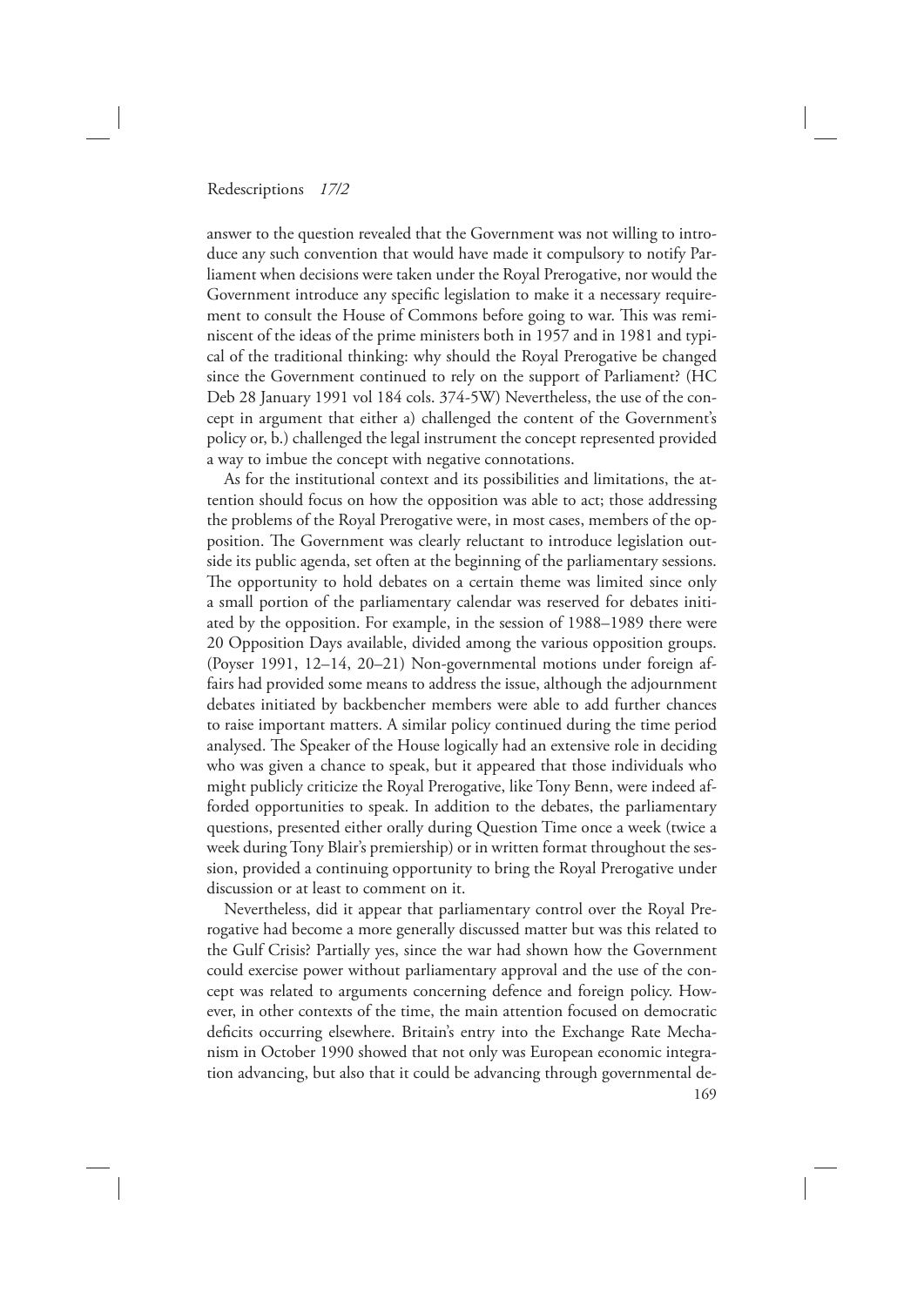answer to the question revealed that the Government was not willing to introduce any such convention that would have made it compulsory to notify Parliament when decisions were taken under the Royal Prerogative, nor would the Government introduce any specific legislation to make it a necessary requirement to consult the House of Commons before going to war. This was reminiscent of the ideas of the prime ministers both in 1957 and in 1981 and typical of the traditional thinking: why should the Royal Prerogative be changed since the Government continued to rely on the support of Parliament? (HC Deb 28 January 1991 vol 184 cols. 374-5W) Nevertheless, the use of the concept in argument that either a) challenged the content of the Government's policy or, b.) challenged the legal instrument the concept represented provided a way to imbue the concept with negative connotations.

As for the institutional context and its possibilities and limitations, the attention should focus on how the opposition was able to act; those addressing the problems of the Royal Prerogative were, in most cases, members of the opposition. The Government was clearly reluctant to introduce legislation outside its public agenda, set often at the beginning of the parliamentary sessions. The opportunity to hold debates on a certain theme was limited since only a small portion of the parliamentary calendar was reserved for debates initiated by the opposition. For example, in the session of 1988–1989 there were 20 Opposition Days available, divided among the various opposition groups. (Poyser 1991, 12–14, 20–21) Non-governmental motions under foreign affairs had provided some means to address the issue, although the adjournment debates initiated by backbencher members were able to add further chances to raise important matters. A similar policy continued during the time period analysed. The Speaker of the House logically had an extensive role in deciding who was given a chance to speak, but it appeared that those individuals who might publicly criticize the Royal Prerogative, like Tony Benn, were indeed afforded opportunities to speak. In addition to the debates, the parliamentary questions, presented either orally during Question Time once a week (twice a week during Tony Blair's premiership) or in written format throughout the session, provided a continuing opportunity to bring the Royal Prerogative under discussion or at least to comment on it.

Nevertheless, did it appear that parliamentary control over the Royal Prerogative had become a more generally discussed matter but was this related to the Gulf Crisis? Partially yes, since the war had shown how the Government could exercise power without parliamentary approval and the use of the concept was related to arguments concerning defence and foreign policy. However, in other contexts of the time, the main attention focused on democratic deficits occurring elsewhere. Britain's entry into the Exchange Rate Mechanism in October 1990 showed that not only was European economic integration advancing, but also that it could be advancing through governmental de-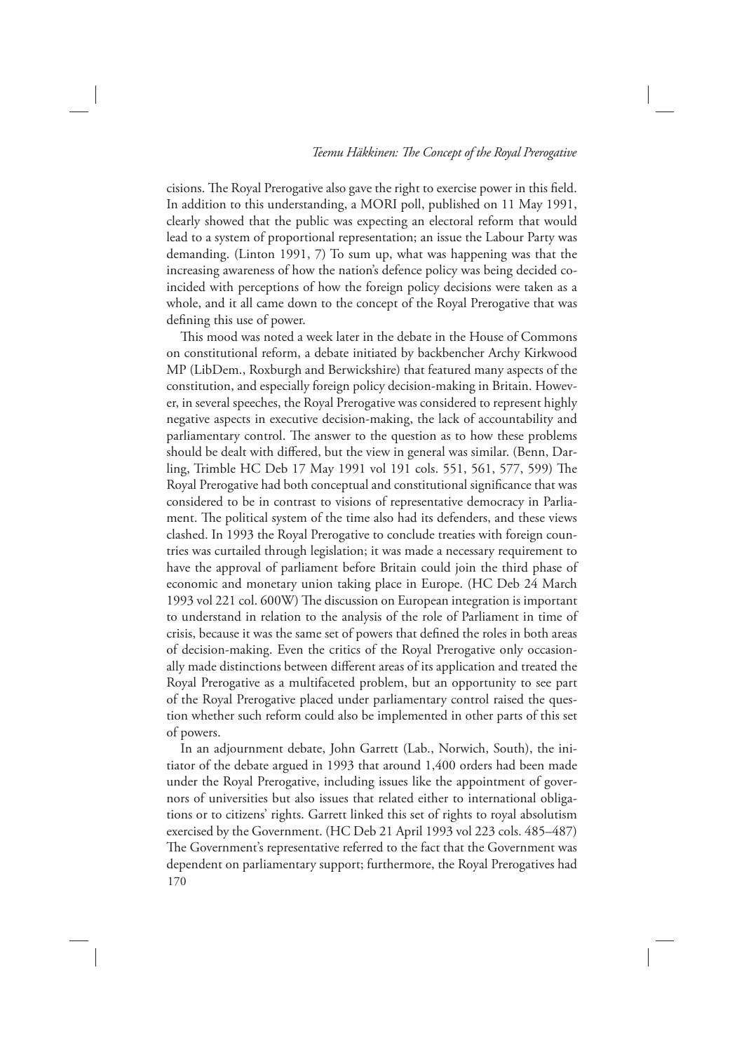cisions. The Royal Prerogative also gave the right to exercise power in this field. In addition to this understanding, a MORI poll, published on 11 May 1991, clearly showed that the public was expecting an electoral reform that would lead to a system of proportional representation; an issue the Labour Party was demanding. (Linton 1991, 7) To sum up, what was happening was that the increasing awareness of how the nation's defence policy was being decided coincided with perceptions of how the foreign policy decisions were taken as a whole, and it all came down to the concept of the Royal Prerogative that was defining this use of power.

This mood was noted a week later in the debate in the House of Commons on constitutional reform, a debate initiated by backbencher Archy Kirkwood MP (LibDem., Roxburgh and Berwickshire) that featured many aspects of the constitution, and especially foreign policy decision-making in Britain. However, in several speeches, the Royal Prerogative was considered to represent highly negative aspects in executive decision-making, the lack of accountability and parliamentary control. The answer to the question as to how these problems should be dealt with differed, but the view in general was similar. (Benn, Darling, Trimble HC Deb 17 May 1991 vol 191 cols. 551, 561, 577, 599) The Royal Prerogative had both conceptual and constitutional significance that was considered to be in contrast to visions of representative democracy in Parliament. The political system of the time also had its defenders, and these views clashed. In 1993 the Royal Prerogative to conclude treaties with foreign countries was curtailed through legislation; it was made a necessary requirement to have the approval of parliament before Britain could join the third phase of economic and monetary union taking place in Europe. (HC Deb 24 March 1993 vol 221 col. 600W) The discussion on European integration is important to understand in relation to the analysis of the role of Parliament in time of crisis, because it was the same set of powers that defined the roles in both areas of decision-making. Even the critics of the Royal Prerogative only occasionally made distinctions between different areas of its application and treated the Royal Prerogative as a multifaceted problem, but an opportunity to see part of the Royal Prerogative placed under parliamentary control raised the question whether such reform could also be implemented in other parts of this set of powers.

In an adjournment debate, John Garrett (Lab., Norwich, South), the initiator of the debate argued in 1993 that around 1,400 orders had been made under the Royal Prerogative, including issues like the appointment of governors of universities but also issues that related either to international obligations or to citizens' rights. Garrett linked this set of rights to royal absolutism exercised by the Government. (HC Deb 21 April 1993 vol 223 cols. 485–487) The Government's representative referred to the fact that the Government was dependent on parliamentary support; furthermore, the Royal Prerogatives had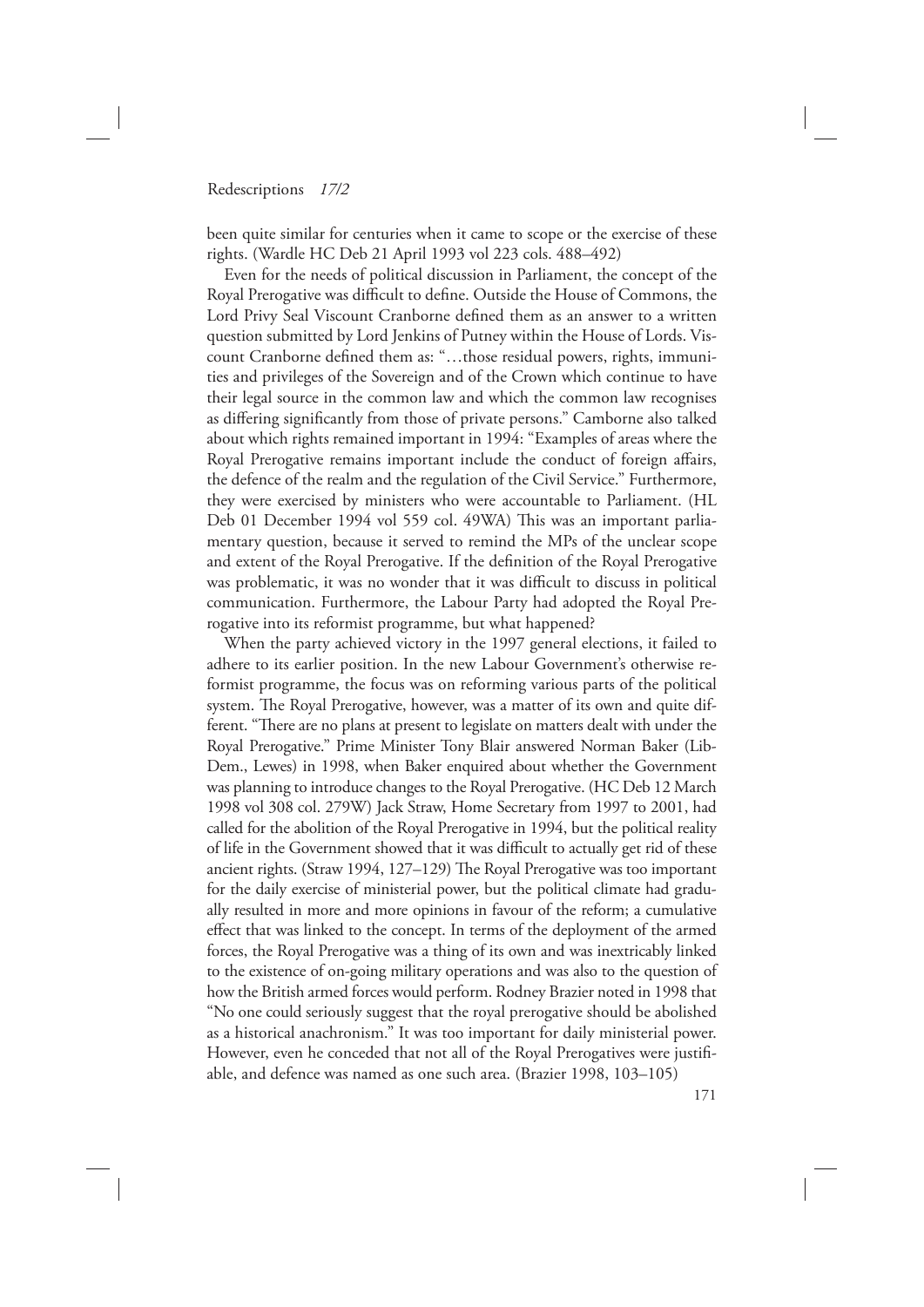been quite similar for centuries when it came to scope or the exercise of these rights. (Wardle HC Deb 21 April 1993 vol 223 cols. 488–492)

Even for the needs of political discussion in Parliament, the concept of the Royal Prerogative was difficult to define. Outside the House of Commons, the Lord Privy Seal Viscount Cranborne defined them as an answer to a written question submitted by Lord Jenkins of Putney within the House of Lords. Viscount Cranborne defined them as: "…those residual powers, rights, immunities and privileges of the Sovereign and of the Crown which continue to have their legal source in the common law and which the common law recognises as differing significantly from those of private persons." Camborne also talked about which rights remained important in 1994: "Examples of areas where the Royal Prerogative remains important include the conduct of foreign affairs, the defence of the realm and the regulation of the Civil Service." Furthermore, they were exercised by ministers who were accountable to Parliament. (HL Deb 01 December 1994 vol 559 col. 49WA) This was an important parliamentary question, because it served to remind the MPs of the unclear scope and extent of the Royal Prerogative. If the definition of the Royal Prerogative was problematic, it was no wonder that it was difficult to discuss in political communication. Furthermore, the Labour Party had adopted the Royal Prerogative into its reformist programme, but what happened?

When the party achieved victory in the 1997 general elections, it failed to adhere to its earlier position. In the new Labour Government's otherwise reformist programme, the focus was on reforming various parts of the political system. The Royal Prerogative, however, was a matter of its own and quite different. "There are no plans at present to legislate on matters dealt with under the Royal Prerogative." Prime Minister Tony Blair answered Norman Baker (Lib-Dem., Lewes) in 1998, when Baker enquired about whether the Government was planning to introduce changes to the Royal Prerogative. (HC Deb 12 March 1998 vol 308 col. 279W) Jack Straw, Home Secretary from 1997 to 2001, had called for the abolition of the Royal Prerogative in 1994, but the political reality of life in the Government showed that it was difficult to actually get rid of these ancient rights. (Straw 1994, 127–129) The Royal Prerogative was too important for the daily exercise of ministerial power, but the political climate had gradually resulted in more and more opinions in favour of the reform; a cumulative effect that was linked to the concept. In terms of the deployment of the armed forces, the Royal Prerogative was a thing of its own and was inextricably linked to the existence of on-going military operations and was also to the question of how the British armed forces would perform. Rodney Brazier noted in 1998 that "No one could seriously suggest that the royal prerogative should be abolished as a historical anachronism." It was too important for daily ministerial power. However, even he conceded that not all of the Royal Prerogatives were justifiable, and defence was named as one such area. (Brazier 1998, 103–105)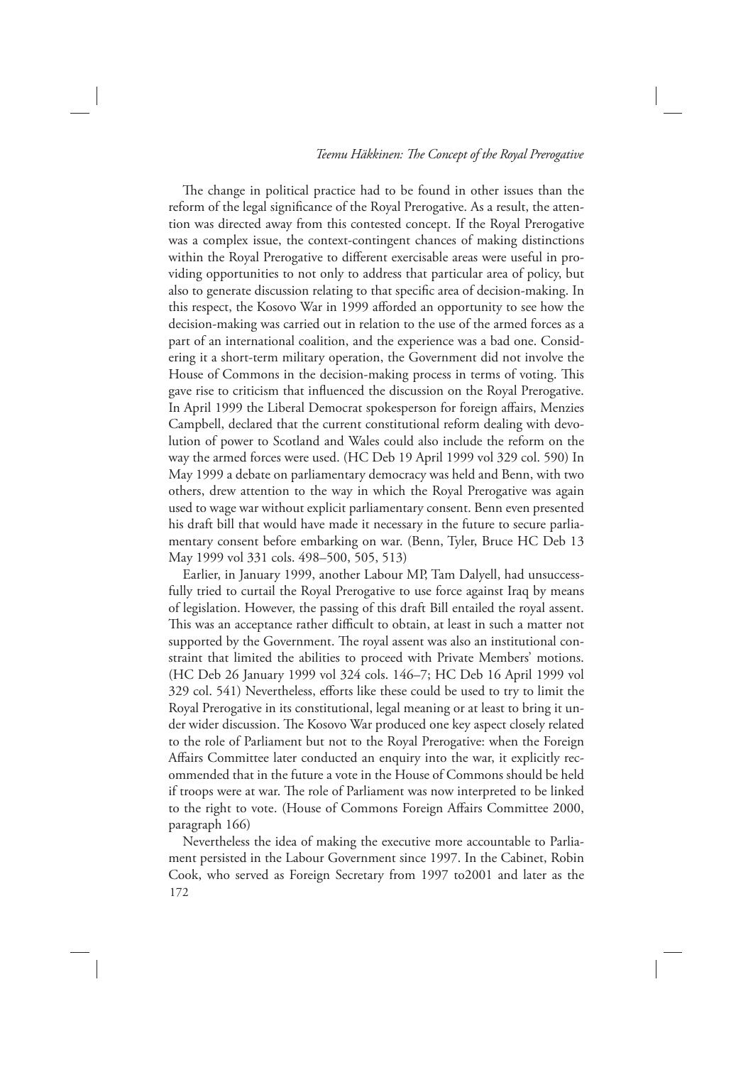The change in political practice had to be found in other issues than the reform of the legal significance of the Royal Prerogative. As a result, the attention was directed away from this contested concept. If the Royal Prerogative was a complex issue, the context-contingent chances of making distinctions within the Royal Prerogative to different exercisable areas were useful in providing opportunities to not only to address that particular area of policy, but also to generate discussion relating to that specific area of decision-making. In this respect, the Kosovo War in 1999 afforded an opportunity to see how the decision-making was carried out in relation to the use of the armed forces as a part of an international coalition, and the experience was a bad one. Considering it a short-term military operation, the Government did not involve the House of Commons in the decision-making process in terms of voting. This gave rise to criticism that influenced the discussion on the Royal Prerogative. In April 1999 the Liberal Democrat spokesperson for foreign affairs, Menzies Campbell, declared that the current constitutional reform dealing with devolution of power to Scotland and Wales could also include the reform on the way the armed forces were used. (HC Deb 19 April 1999 vol 329 col. 590) In May 1999 a debate on parliamentary democracy was held and Benn, with two others, drew attention to the way in which the Royal Prerogative was again used to wage war without explicit parliamentary consent. Benn even presented his draft bill that would have made it necessary in the future to secure parliamentary consent before embarking on war. (Benn, Tyler, Bruce HC Deb 13 May 1999 vol 331 cols. 498–500, 505, 513)

Earlier, in January 1999, another Labour MP, Tam Dalyell, had unsuccessfully tried to curtail the Royal Prerogative to use force against Iraq by means of legislation. However, the passing of this draft Bill entailed the royal assent. This was an acceptance rather difficult to obtain, at least in such a matter not supported by the Government. The royal assent was also an institutional constraint that limited the abilities to proceed with Private Members' motions. (HC Deb 26 January 1999 vol 324 cols. 146–7; HC Deb 16 April 1999 vol 329 col. 541) Nevertheless, efforts like these could be used to try to limit the Royal Prerogative in its constitutional, legal meaning or at least to bring it under wider discussion. The Kosovo War produced one key aspect closely related to the role of Parliament but not to the Royal Prerogative: when the Foreign Affairs Committee later conducted an enquiry into the war, it explicitly recommended that in the future a vote in the House of Commons should be held if troops were at war. The role of Parliament was now interpreted to be linked to the right to vote. (House of Commons Foreign Affairs Committee 2000, paragraph 166)

Nevertheless the idea of making the executive more accountable to Parliament persisted in the Labour Government since 1997. In the Cabinet, Robin Cook, who served as Foreign Secretary from 1997 to2001 and later as the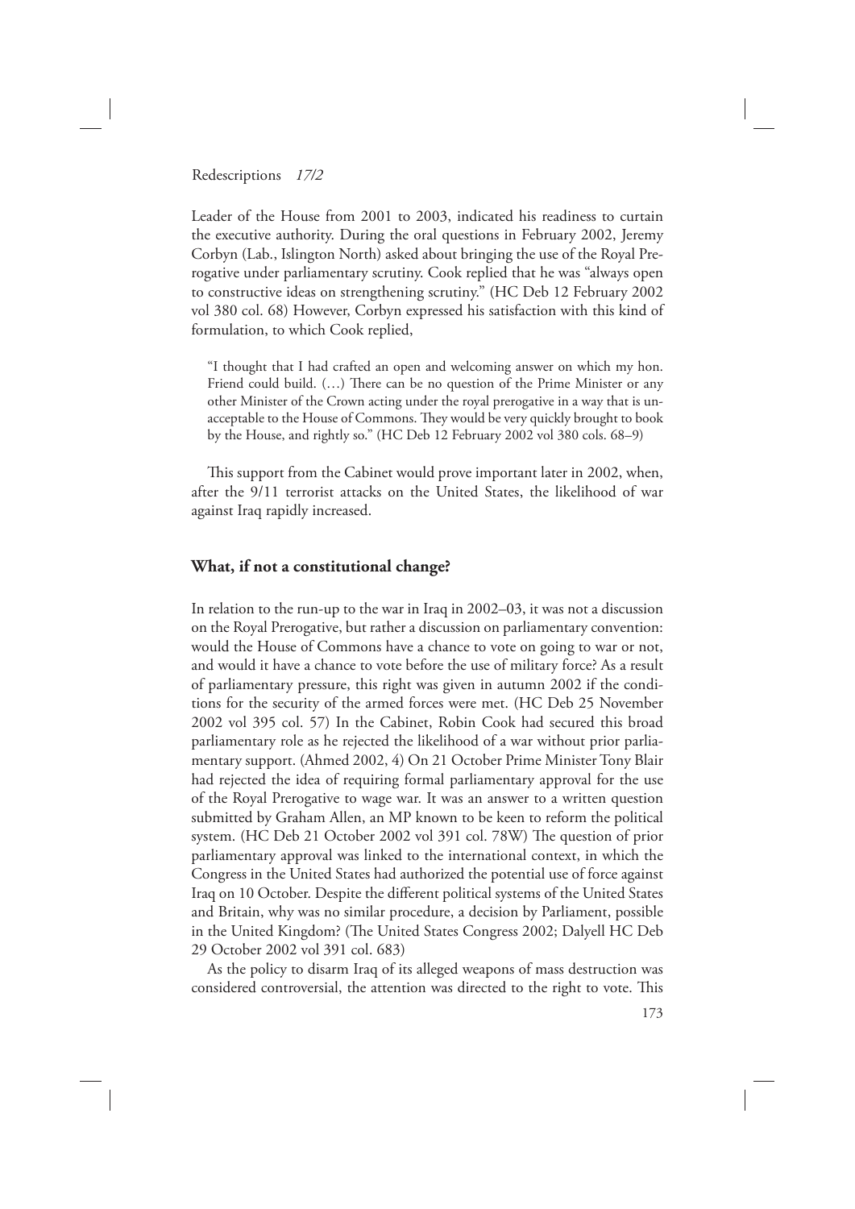Leader of the House from 2001 to 2003, indicated his readiness to curtain the executive authority. During the oral questions in February 2002, Jeremy Corbyn (Lab., Islington North) asked about bringing the use of the Royal Prerogative under parliamentary scrutiny. Cook replied that he was "always open to constructive ideas on strengthening scrutiny." (HC Deb 12 February 2002 vol 380 col. 68) However, Corbyn expressed his satisfaction with this kind of formulation, to which Cook replied,

> "I thought that I had crafted an open and welcoming answer on which my hon. Friend could build. (…) There can be no question of the Prime Minister or any other Minister of the Crown acting under the royal prerogative in a way that is unacceptable to the House of Commons. They would be very quickly brought to book by the House, and rightly so." (HC Deb 12 February 2002 vol 380 cols. 68–9)

This support from the Cabinet would prove important later in 2002, when, after the 9/11 terrorist attacks on the United States, the likelihood of war against Iraq rapidly increased.

## What, if not a constitutional change?

In relation to the run-up to the war in Iraq in 2002–03, it was not a discussion on the Royal Prerogative, but rather a discussion on parliamentary convention: would the House of Commons have a chance to vote on going to war or not, and would it have a chance to vote before the use of military force? As a result of parliamentary pressure, this right was given in autumn 2002 if the conditions for the security of the armed forces were met. (HC Deb 25 November 2002 vol 395 col. 57) In the Cabinet, Robin Cook had secured this broad parliamentary role as he rejected the likelihood of a war without prior parliamentary support. (Ahmed 2002, 4) On 21 October Prime Minister Tony Blair had rejected the idea of requiring formal parliamentary approval for the use of the Royal Prerogative to wage war. It was an answer to a written question submitted by Graham Allen, an MP known to be keen to reform the political system. (HC Deb 21 October 2002 vol 391 col. 78W) The question of prior parliamentary approval was linked to the international context, in which the Congress in the United States had authorized the potential use of force against Iraq on 10 October. Despite the different political systems of the United States and Britain, why was no similar procedure, a decision by Parliament, possible in the United Kingdom? (The United States Congress 2002; Dalyell HC Deb 29 October 2002 vol 391 col. 683)

As the policy to disarm Iraq of its alleged weapons of mass destruction was considered controversial, the attention was directed to the right to vote. This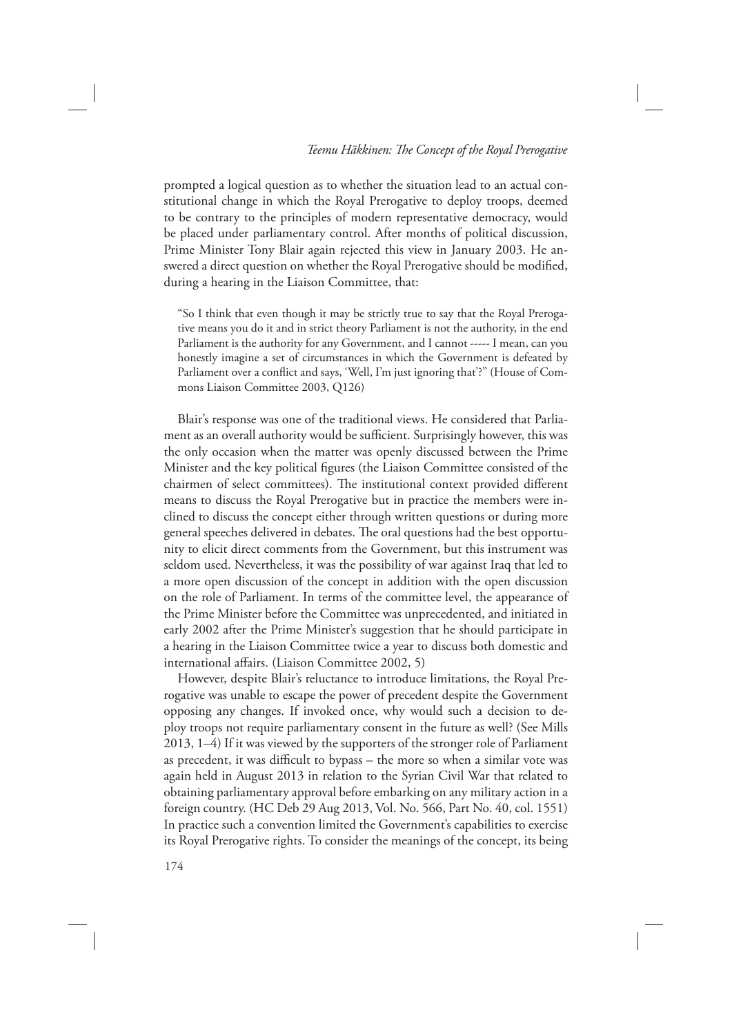prompted a logical question as to whether the situation lead to an actual constitutional change in which the Royal Prerogative to deploy troops, deemed to be contrary to the principles of modern representative democracy, would be placed under parliamentary control. After months of political discussion, Prime Minister Tony Blair again rejected this view in January 2003. He answered a direct question on whether the Royal Prerogative should be modified, during a hearing in the Liaison Committee, that:

> "So I think that even though it may be strictly true to say that the Royal Prerogative means you do it and in strict theory Parliament is not the authority, in the end Parliament is the authority for any Government, and I cannot ----- I mean, can you honestly imagine a set of circumstances in which the Government is defeated by Parliament over a conflict and says, 'Well, I'm just ignoring that'?" (House of Commons Liaison Committee 2003, Q126)

Blair's response was one of the traditional views. He considered that Parliament as an overall authority would be sufficient. Surprisingly however, this was the only occasion when the matter was openly discussed between the Prime Minister and the key political figures (the Liaison Committee consisted of the chairmen of select committees). The institutional context provided different means to discuss the Royal Prerogative but in practice the members were inclined to discuss the concept either through written questions or during more general speeches delivered in debates. The oral questions had the best opportunity to elicit direct comments from the Government, but this instrument was seldom used. Nevertheless, it was the possibility of war against Iraq that led to a more open discussion of the concept in addition with the open discussion on the role of Parliament. In terms of the committee level, the appearance of the Prime Minister before the Committee was unprecedented, and initiated in early 2002 after the Prime Minister's suggestion that he should participate in a hearing in the Liaison Committee twice a year to discuss both domestic and international affairs. (Liaison Committee 2002, 5)

However, despite Blair's reluctance to introduce limitations, the Royal Prerogative was unable to escape the power of precedent despite the Government opposing any changes. If invoked once, why would such a decision to deploy troops not require parliamentary consent in the future as well? (See Mills 2013, 1–4) If it was viewed by the supporters of the stronger role of Parliament as precedent, it was difficult to bypass – the more so when a similar vote was again held in August 2013 in relation to the Syrian Civil War that related to obtaining parliamentary approval before embarking on any military action in a foreign country. (HC Deb 29 Aug 2013, Vol. No. 566, Part No. 40, col. 1551) In practice such a convention limited the Government's capabilities to exercise its Royal Prerogative rights. To consider the meanings of the concept, its being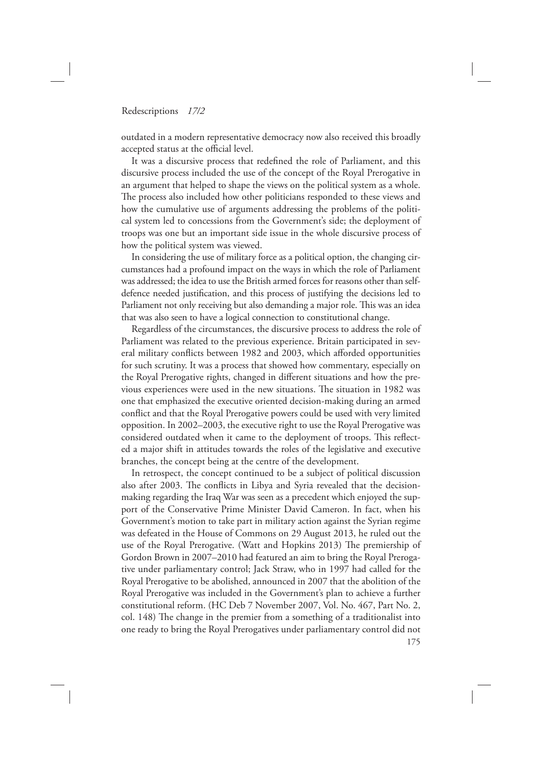outdated in a modern representative democracy now also received this broadly accepted status at the official level.

It was a discursive process that redefined the role of Parliament, and this discursive process included the use of the concept of the Royal Prerogative in an argument that helped to shape the views on the political system as a whole. The process also included how other politicians responded to these views and how the cumulative use of arguments addressing the problems of the political system led to concessions from the Government's side; the deployment of troops was one but an important side issue in the whole discursive process of how the political system was viewed.

In considering the use of military force as a political option, the changing circumstances had a profound impact on the ways in which the role of Parliament was addressed; the idea to use the British armed forces for reasons other than self-defence needed justification, and this process of justifying the decisions led to Parliament not only receiving but also demanding a major role. This was an idea that was also seen to have a logical connection to constitutional change.

Regardless of the circumstances, the discursive process to address the role of Parliament was related to the previous experience. Britain participated in several military conflicts between 1982 and 2003, which afforded opportunities for such scrutiny. It was a process that showed how commentary, especially on the Royal Prerogative rights, changed in different situations and how the previous experiences were used in the new situations. The situation in 1982 was one that emphasized the executive oriented decision-making during an armed conflict and that the Royal Prerogative powers could be used with very limited opposition. In 2002–2003, the executive right to use the Royal Prerogative was considered outdated when it came to the deployment of troops. This reflected a major shift in attitudes towards the roles of the legislative and executive branches, the concept being at the centre of the development.

In retrospect, the concept continued to be a subject of political discussion also after 2003. The conflicts in Libya and Syria revealed that the decision-making regarding the Iraq War was seen as a precedent which enjoyed the support of the Conservative Prime Minister David Cameron. In fact, when his Government's motion to take part in military action against the Syrian regime was defeated in the House of Commons on 29 August 2013, he ruled out the use of the Royal Prerogative. (Watt and Hopkins 2013) The premiership of Gordon Brown in 2007–2010 had featured an aim to bring the Royal Prerogative under parliamentary control; Jack Straw, who in 1997 had called for the Royal Prerogative to be abolished, announced in 2007 that the abolition of the Royal Prerogative was included in the Government's plan to achieve a further constitutional reform. (HC Deb 7 November 2007, Vol. No. 467, Part No. 2, col. 148) The change in the premier from a something of a traditionalist into one ready to bring the Royal Prerogatives under parliamentary control did not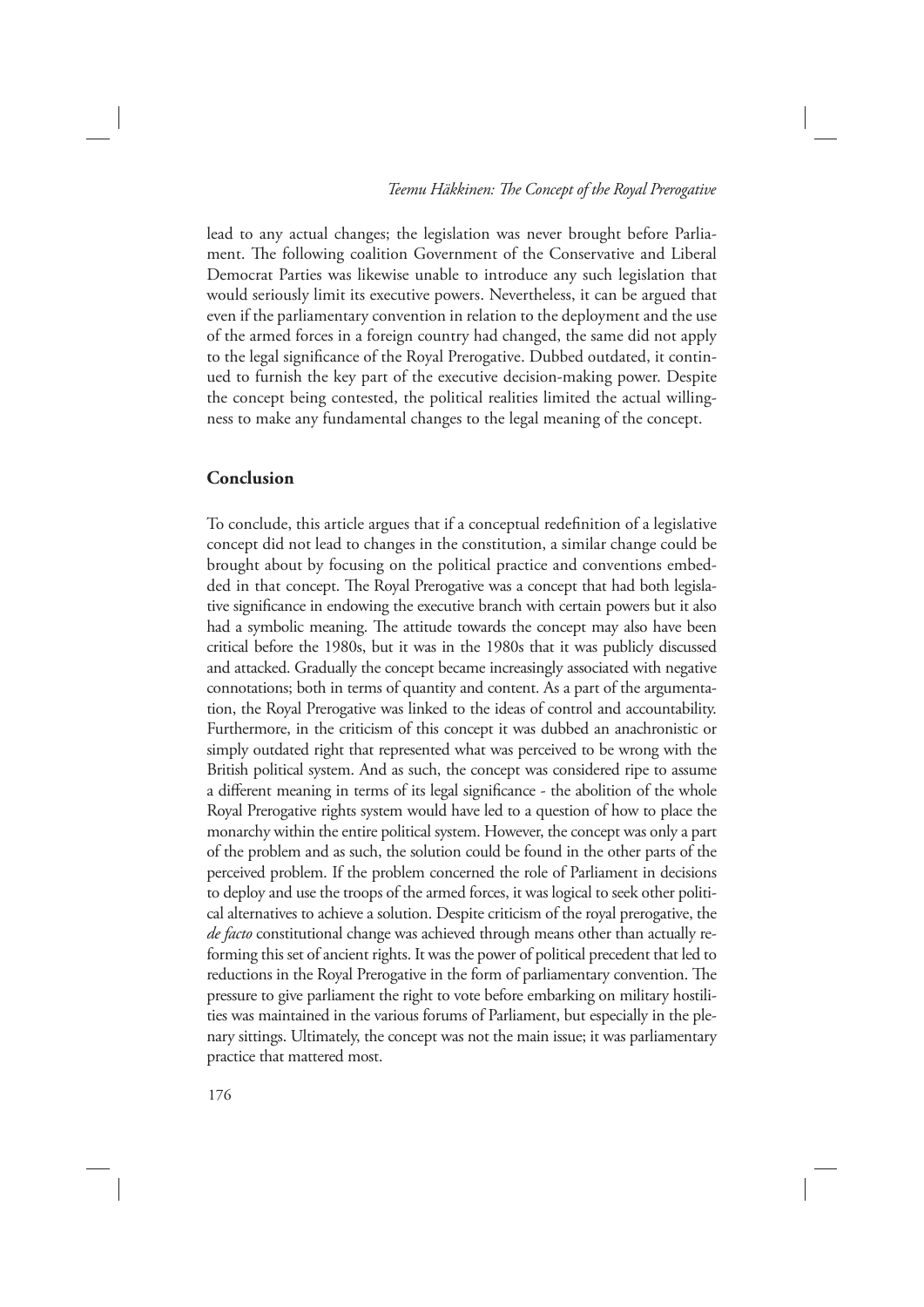lead to any actual changes; the legislation was never brought before Parliament. The following coalition Government of the Conservative and Liberal Democrat Parties was likewise unable to introduce any such legislation that would seriously limit its executive powers. Nevertheless, it can be argued that even if the parliamentary convention in relation to the deployment and the use of the armed forces in a foreign country had changed, the same did not apply to the legal significance of the Royal Prerogative. Dubbed outdated, it continued to furnish the key part of the executive decision-making power. Despite the concept being contested, the political realities limited the actual willingness to make any fundamental changes to the legal meaning of the concept.

## Conclusion

To conclude, this article argues that if a conceptual redefinition of a legislative concept did not lead to changes in the constitution, a similar change could be brought about by focusing on the political practice and conventions embedded in that concept. The Royal Prerogative was a concept that had both legislative significance in endowing the executive branch with certain powers but it also had a symbolic meaning. The attitude towards the concept may also have been critical before the 1980s, but it was in the 1980s that it was publicly discussed and attacked. Gradually the concept became increasingly associated with negative connotations; both in terms of quantity and content. As a part of the argumentation, the Royal Prerogative was linked to the ideas of control and accountability. Furthermore, in the criticism of this concept it was dubbed an anachronistic or simply outdated right that represented what was perceived to be wrong with the British political system. And as such, the concept was considered ripe to assume a different meaning in terms of its legal significance - the abolition of the whole Royal Prerogative rights system would have led to a question of how to place the monarchy within the entire political system. However, the concept was only a part of the problem and as such, the solution could be found in the other parts of the perceived problem. If the problem concerned the role of Parliament in decisions to deploy and use the troops of the armed forces, it was logical to seek other political alternatives to achieve a solution. Despite criticism of the royal prerogative, the *de facto* constitutional change was achieved through means other than actually reforming this set of ancient rights. It was the power of political precedent that led to reductions in the Royal Prerogative in the form of parliamentary convention. The pressure to give parliament the right to vote before embarking on military hostilities was maintained in the various forums of Parliament, but especially in the plenary sittings. Ultimately, the concept was not the main issue; it was parliamentary practice that mattered most.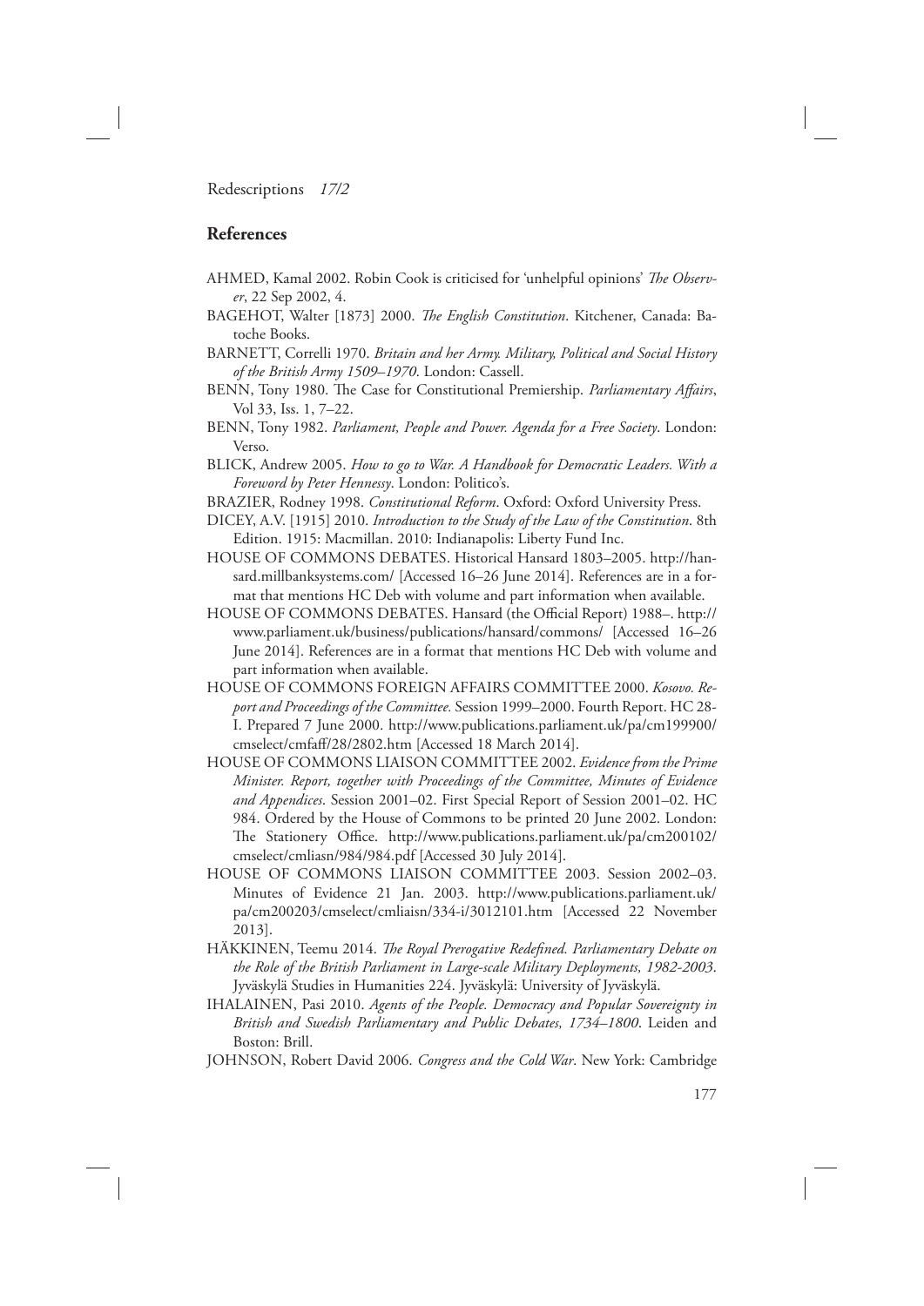## References

AHMED, Kamal 2002. Robin Cook is criticised for 'unhelpful opinions' *The Observer*, 22 Sep 2002, 4.

BAGEHOT, Walter [1873] 2000. *The English Constitution*. Kitchener, Canada: Batoche Books.

BARNETT, Correlli 1970. *Britain and her Army. Military, Political and Social History of the British Army 1509–1970*. London: Cassell.

BENN, Tony 1980. The Case for Constitutional Premiership. *Parliamentary Affairs*, Vol 33, Iss. 1, 7–22.

BENN, Tony 1982. *Parliament, People and Power. Agenda for a Free Society*. London: Verso.

BLICK, Andrew 2005. *How to go to War. A Handbook for Democratic Leaders. With a Foreword by Peter Hennessy*. London: Politico's.

BRAZIER, Rodney 1998. *Constitutional Reform*. Oxford: Oxford University Press.

DICEY, A.V. [1915] 2010. *Introduction to the Study of the Law of the Constitution*. 8th Edition. 1915: Macmillan. 2010: Indianapolis: Liberty Fund Inc.

HOUSE OF COMMONS DEBATES. Historical Hansard 1803–2005. http://hansard.millbanksystems.com/ [Accessed 16–26 June 2014]. References are in a format that mentions HC Deb with volume and part information when available.

HOUSE OF COMMONS DEBATES. Hansard (the Official Report) 1988–. http://www.parliament.uk/business/publications/hansard/commons/ [Accessed 16–26 June 2014]. References are in a format that mentions HC Deb with volume and part information when available.

HOUSE OF COMMONS FOREIGN AFFAIRS COMMITTEE 2000. *Kosovo. Report and Proceedings of the Committee.* Session 1999–2000. Fourth Report. HC 28-I. Prepared 7 June 2000. http://www.publications.parliament.uk/pa/cm199900/cmselect/cmfaff/28/2802.htm [Accessed 18 March 2014].

HOUSE OF COMMONS LIAISON COMMITTEE 2002. *Evidence from the Prime Minister. Report, together with Proceedings of the Committee, Minutes of Evidence and Appendices*. Session 2001–02. First Special Report of Session 2001–02. HC 984. Ordered by the House of Commons to be printed 20 June 2002. London: The Stationery Office. http://www.publications.parliament.uk/pa/cm200102/cmselect/cmliasn/984/984.pdf [Accessed 30 July 2014].

HOUSE OF COMMONS LIAISON COMMITTEE 2003. Session 2002–03. Minutes of Evidence 21 Jan. 2003. http://www.publications.parliament.uk/pa/cm200203/cmselect/cmliaisn/334-i/3012101.htm [Accessed 22 November 2013].

HÄKKINEN, Teemu 2014. *The Royal Prerogative Redefined. Parliamentary Debate on the Role of the British Parliament in Large-scale Military Deployments, 1982-2003*. Jyväskylä Studies in Humanities 224. Jyväskylä: University of Jyväskylä.

IHALAINEN, Pasi 2010. *Agents of the People. Democracy and Popular Sovereignty in British and Swedish Parliamentary and Public Debates, 1734–1800*. Leiden and Boston: Brill.

JOHNSON, Robert David 2006. *Congress and the Cold War*. New York: Cambridge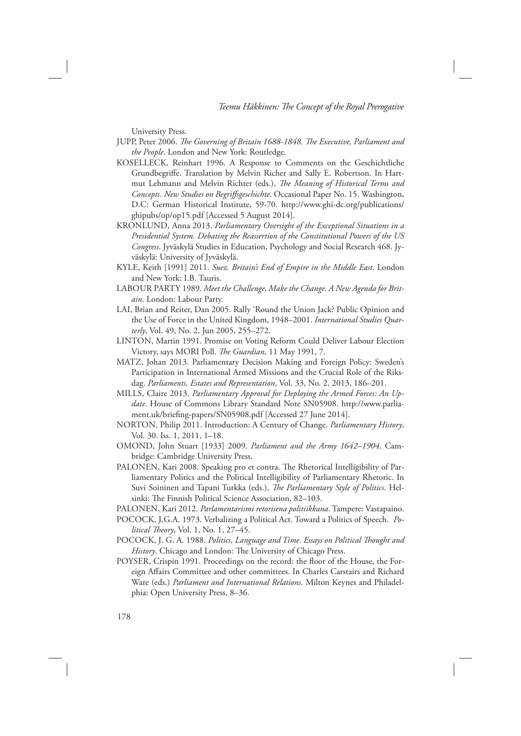University Press.

JUPP, Peter 2006. *The Governing of Britain 1688-1848. The Executive, Parliament and the People*. London and New York: Routledge.

KOSELLECK, Reinhart 1996. A Response to Comments on the Geschichtliche Grundbegriffe. Translation by Melvin Richer and Sally E. Robertson. In Hartmut Lehmann and Melvin Richter (eds.), *The Meaning of Historical Terms and Concepts. New Studies on Begriffsgeschichte*. Occasional Paper No. 15. Washington, D.C: German Historical Institute, 59-70. http://www.ghi-dc.org/publications/ghipubs/op/op15.pdf [Accessed 5 August 2014].

KRONLUND, Anna 2013. *Parliamentary Oversight of the Exceptional Situations in a Presidential System. Debating the Reassertion of the Constitutional Powers of the US Congress*. Jyväskylä Studies in Education, Psychology and Social Research 468. Jyväskylä: University of Jyväskylä.

KYLE, Keith [1991] 2011. *Suez. Britain's End of Empire in the Middle East*. London and New York: I.B. Tauris.

LABOUR PARTY 1989. *Meet the Challenge, Make the Change. A New Agenda for Britain*. London: Labour Party.

LAI, Brian and Reiter, Dan 2005. Rally 'Round the Union Jack? Public Opinion and the Use of Force in the United Kingdom, 1948–2001. *International Studies Quarterly*, Vol. 49, No. 2, Jun 2005, 255–272.

LINTON, Martin 1991. Promise on Voting Reform Could Deliver Labour Election Victory, says MORI Poll. *The Guardian*, 11 May 1991, 7.

MATZ, Johan 2013. Parliamentary Decision Making and Foreign Policy: Sweden's Participation in International Armed Missions and the Crucial Role of the Riksdag. *Parliaments, Estates and Representation*, Vol. 33, No. 2, 2013, 186–201.

MILLS, Claire 2013. *Parliamentary Approval for Deploying the Armed Forces: An Update*. House of Commons Library Standard Note SN05908. http://www.parliament.uk/briefing-papers/SN05908.pdf [Accessed 27 June 2014].

NORTON, Philip 2011. Introduction: A Century of Change. *Parliamentary History*, Vol. 30. Iss. 1, 2011, 1–18.

OMOND, John Stuart [1933] 2009. *Parliament and the Army 1642–1904*. Cambridge: Cambridge University Press.

PALONEN, Kari 2008. Speaking pro et contra. The Rhetorical Intelligibility of Parliamentary Politics and the Political Intelligibility of Parliamentary Rhetoric. In Suvi Soininen and Tapani Turkka (eds.), *The Parliamentary Style of Politics*. Helsinki: The Finnish Political Science Association, 82–103.

PALONEN, Kari 2012. *Parlamentarismi retorisena politiikkana*. Tampere: Vastapaino.

POCOCK, J.G.A. 1973. Verbalizing a Political Act. Toward a Politics of Speech. *Political Theory*, Vol. 1, No. 1, 27–45.

POCOCK, J. G. A. 1988. *Politics, Language and Time. Essays on Political Thought and History*. Chicago and London: The University of Chicago Press.

POYSER, Crispin 1991. Proceedings on the record: the floor of the House, the Foreign Affairs Committee and other committees. In Charles Carstairs and Richard Ware (eds.) *Parliament and International Relations*. Milton Keynes and Philadelphia: Open University Press, 8–36.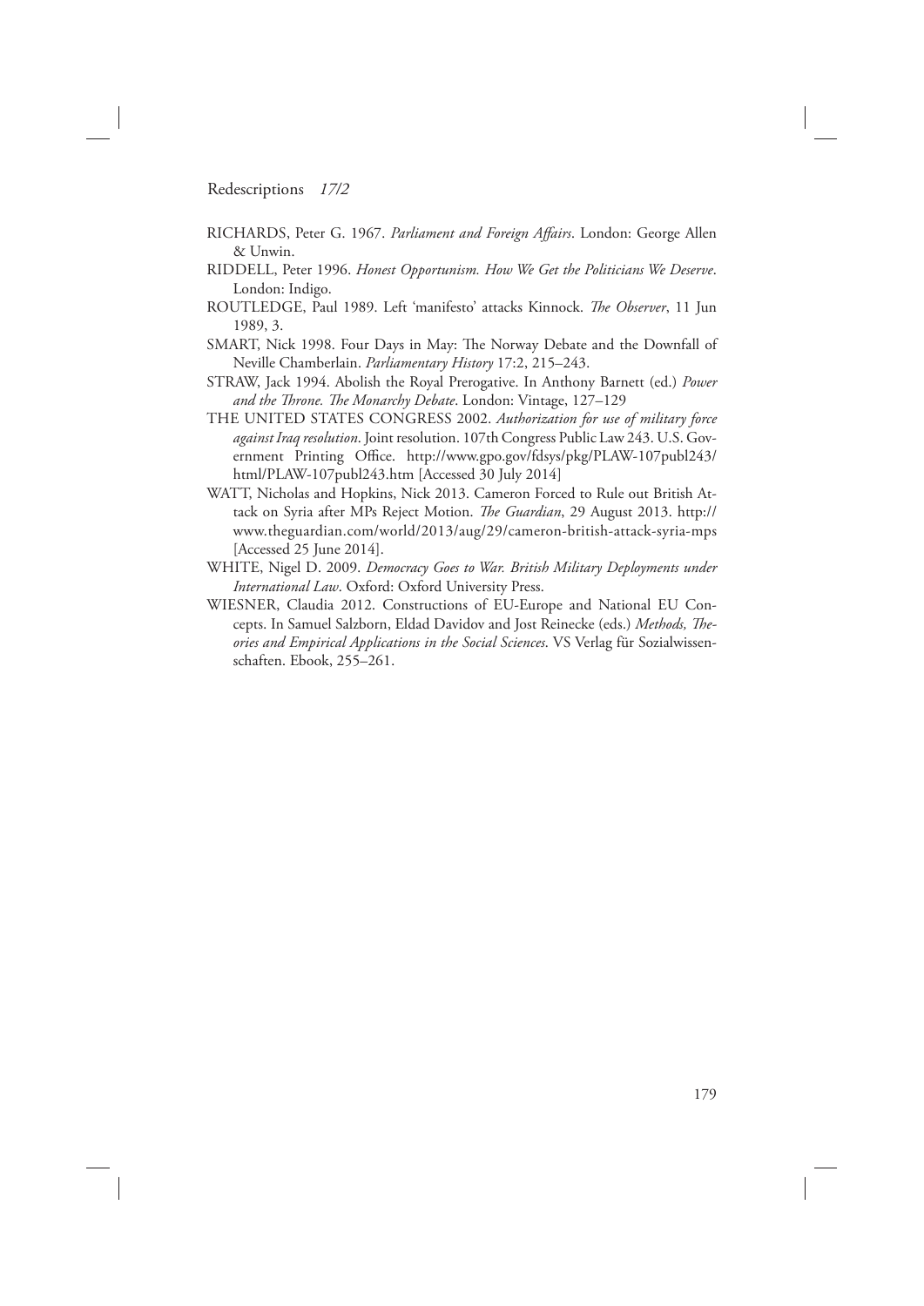RICHARDS, Peter G. 1967. *Parliament and Foreign Affairs*. London: George Allen & Unwin.

RIDDELL, Peter 1996. *Honest Opportunism. How We Get the Politicians We Deserve*. London: Indigo.

ROUTLEDGE, Paul 1989. Left 'manifesto' attacks Kinnock. *The Observer*, 11 Jun 1989, 3.

SMART, Nick 1998. Four Days in May: The Norway Debate and the Downfall of Neville Chamberlain. *Parliamentary History* 17:2, 215–243.

STRAW, Jack 1994. Abolish the Royal Prerogative. In Anthony Barnett (ed.) *Power and the Throne. The Monarchy Debate*. London: Vintage, 127–129

THE UNITED STATES CONGRESS 2002. *Authorization for use of military force against Iraq resolution*. Joint resolution. 107th Congress Public Law 243. U.S. Government Printing Office. http://www.gpo.gov/fdsys/pkg/PLAW-107publ243/html/PLAW-107publ243.htm [Accessed 30 July 2014]

WATT, Nicholas and Hopkins, Nick 2013. Cameron Forced to Rule out British Attack on Syria after MPs Reject Motion. *The Guardian*, 29 August 2013. http://www.theguardian.com/world/2013/aug/29/cameron-british-attack-syria-mps [Accessed 25 June 2014].

WHITE, Nigel D. 2009. *Democracy Goes to War. British Military Deployments under International Law*. Oxford: Oxford University Press.

WIESNER, Claudia 2012. Constructions of EU-Europe and National EU Concepts. In Samuel Salzborn, Eldad Davidov and Jost Reinecke (eds.) *Methods, Theories and Empirical Applications in the Social Sciences*. VS Verlag für Sozialwissenschaften. Ebook, 255–261.